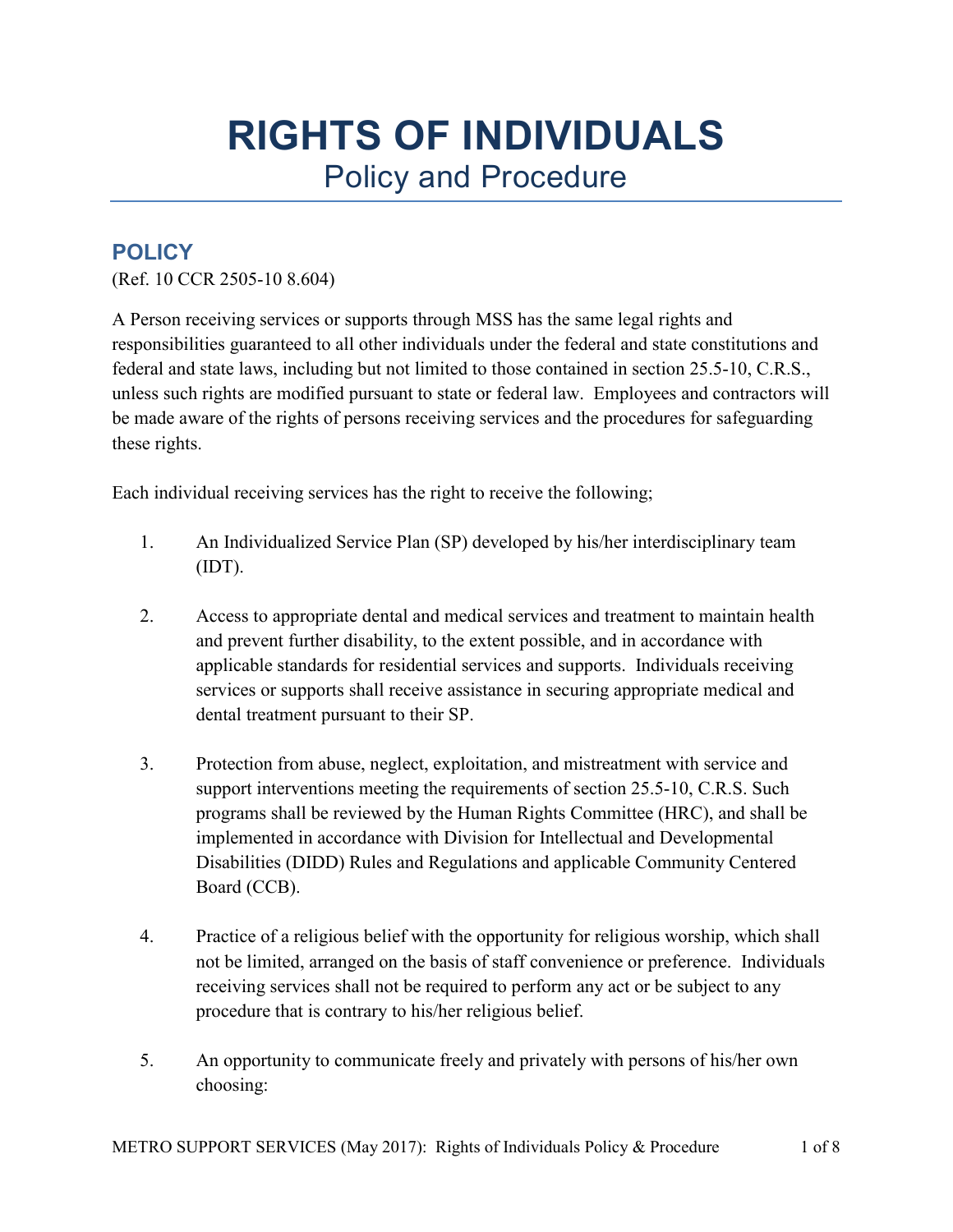# RIGHTS OF INDIVIDUALS

## Policy and Procedure

## POLICY

(Ref. 10 CCR 2505-10 8.604)

A Person receiving services or supports through MSS has the same legal rights and responsibilities guaranteed to all other individuals under the federal and state constitutions and federal and state laws, including but not limited to those contained in section 25.5-10, C.R.S., unless such rights are modified pursuant to state or federal law. Employees and contractors will be made aware of the rights of persons receiving services and the procedures for safeguarding these rights.

Each individual receiving services has the right to receive the following;

1. An Individualized Service Plan (SP) developed by his/her interdisciplinary team (IDT).

2. Access to appropriate dental and medical services and treatment to maintain health and prevent further disability, to the extent possible, and in accordance with applicable standards for residential services and supports. Individuals receiving services or supports shall receive assistance in securing appropriate medical and dental treatment pursuant to their SP.

3. Protection from abuse, neglect, exploitation, and mistreatment with service and support interventions meeting the requirements of section 25.5-10, C.R.S. Such programs shall be reviewed by the Human Rights Committee (HRC), and shall be implemented in accordance with Division for Intellectual and Developmental Disabilities (DIDD) Rules and Regulations and applicable Community Centered Board (CCB).

4. Practice of a religious belief with the opportunity for religious worship, which shall not be limited, arranged on the basis of staff convenience or preference. Individuals receiving services shall not be required to perform any act or be subject to any procedure that is contrary to his/her religious belief.

5. An opportunity to communicate freely and privately with persons of his/her own choosing: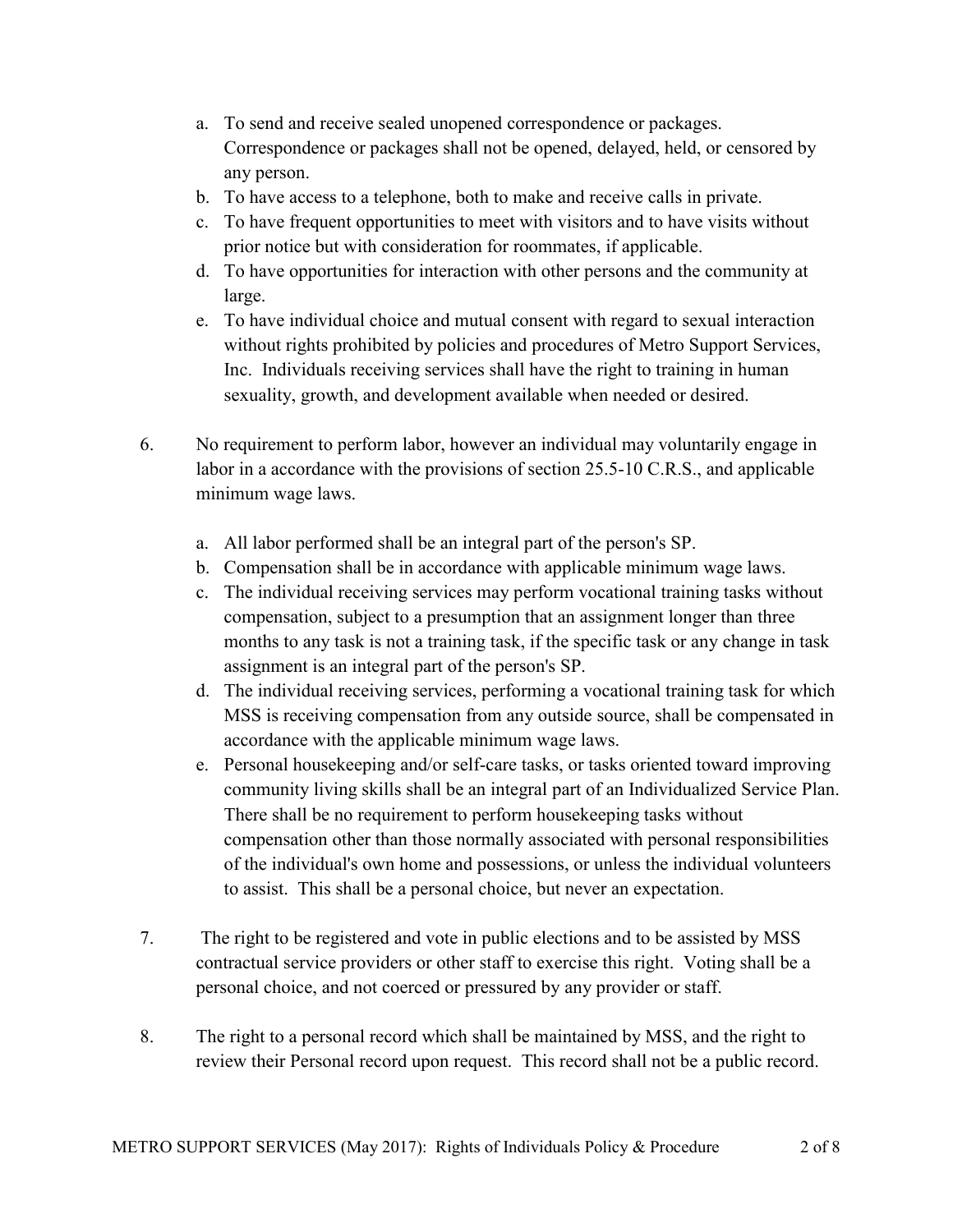a. To send and receive sealed unopened correspondence or packages. Correspondence or packages shall not be opened, delayed, held, or censored by any person.
b. To have access to a telephone, both to make and receive calls in private.
c. To have frequent opportunities to meet with visitors and to have visits without prior notice but with consideration for roommates, if applicable.
d. To have opportunities for interaction with other persons and the community at large.
e. To have individual choice and mutual consent with regard to sexual interaction without rights prohibited by policies and procedures of Metro Support Services, Inc. Individuals receiving services shall have the right to training in human sexuality, growth, and development available when needed or desired.

6. No requirement to perform labor, however an individual may voluntarily engage in labor in a accordance with the provisions of section 25.5-10 C.R.S., and applicable minimum wage laws.

   a. All labor performed shall be an integral part of the person's SP.
   b. Compensation shall be in accordance with applicable minimum wage laws.
   c. The individual receiving services may perform vocational training tasks without compensation, subject to a presumption that an assignment longer than three months to any task is not a training task, if the specific task or any change in task assignment is an integral part of the person's SP.
   d. The individual receiving services, performing a vocational training task for which MSS is receiving compensation from any outside source, shall be compensated in accordance with the applicable minimum wage laws.
   e. Personal housekeeping and/or self-care tasks, or tasks oriented toward improving community living skills shall be an integral part of an Individualized Service Plan. There shall be no requirement to perform housekeeping tasks without compensation other than those normally associated with personal responsibilities of the individual's own home and possessions, or unless the individual volunteers to assist. This shall be a personal choice, but never an expectation.

7. The right to be registered and vote in public elections and to be assisted by MSS contractual service providers or other staff to exercise this right. Voting shall be a personal choice, and not coerced or pressured by any provider or staff.

8. The right to a personal record which shall be maintained by MSS, and the right to review their Personal record upon request. This record shall not be a public record.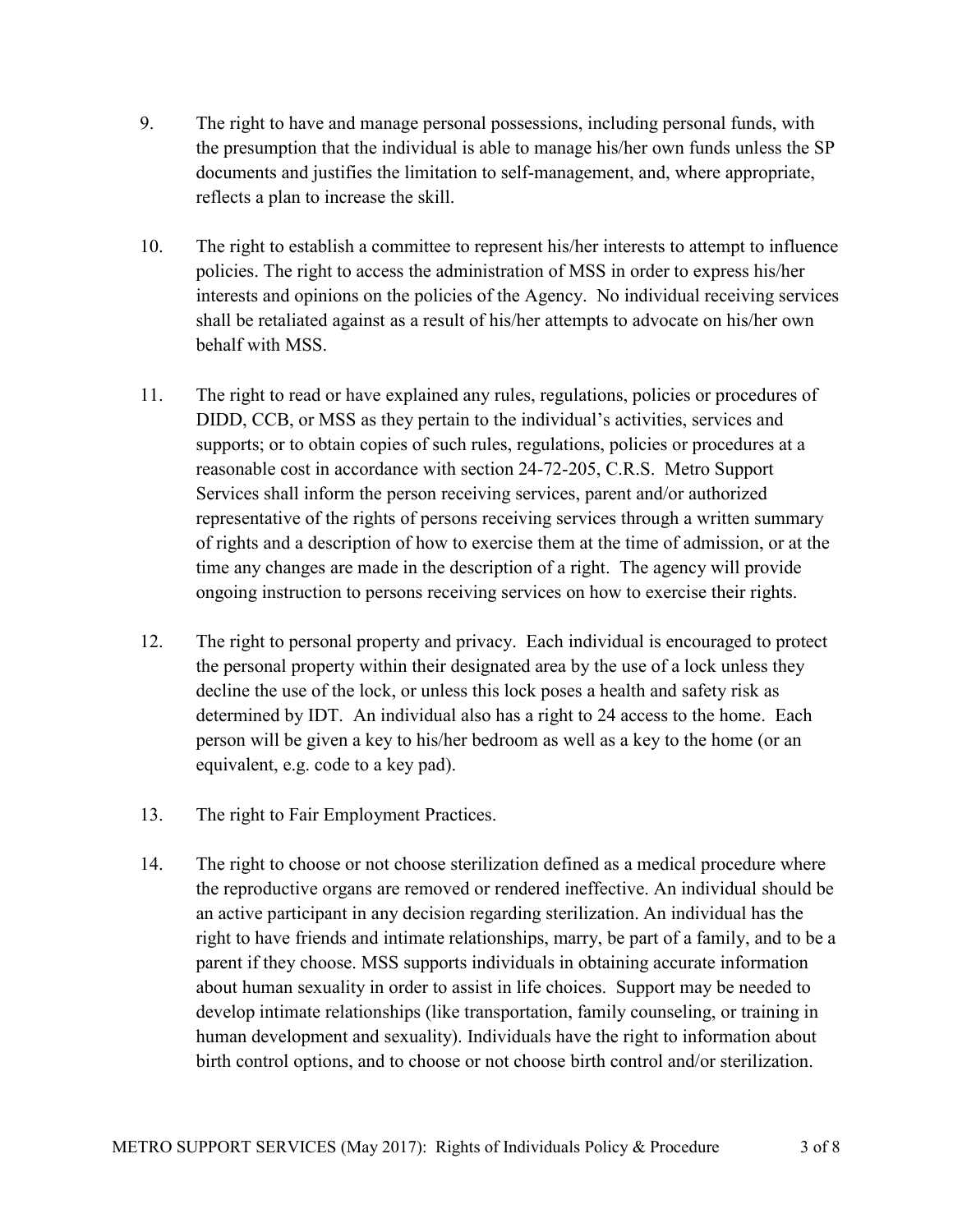9. The right to have and manage personal possessions, including personal funds, with the presumption that the individual is able to manage his/her own funds unless the SP documents and justifies the limitation to self-management, and, where appropriate, reflects a plan to increase the skill.

10. The right to establish a committee to represent his/her interests to attempt to influence policies. The right to access the administration of MSS in order to express his/her interests and opinions on the policies of the Agency. No individual receiving services shall be retaliated against as a result of his/her attempts to advocate on his/her own behalf with MSS.

11. The right to read or have explained any rules, regulations, policies or procedures of DIDD, CCB, or MSS as they pertain to the individual's activities, services and supports; or to obtain copies of such rules, regulations, policies or procedures at a reasonable cost in accordance with section 24-72-205, C.R.S. Metro Support Services shall inform the person receiving services, parent and/or authorized representative of the rights of persons receiving services through a written summary of rights and a description of how to exercise them at the time of admission, or at the time any changes are made in the description of a right. The agency will provide ongoing instruction to persons receiving services on how to exercise their rights.

12. The right to personal property and privacy. Each individual is encouraged to protect the personal property within their designated area by the use of a lock unless they decline the use of the lock, or unless this lock poses a health and safety risk as determined by IDT. An individual also has a right to 24 access to the home. Each person will be given a key to his/her bedroom as well as a key to the home (or an equivalent, e.g. code to a key pad).

13. The right to Fair Employment Practices.

14. The right to choose or not choose sterilization defined as a medical procedure where the reproductive organs are removed or rendered ineffective. An individual should be an active participant in any decision regarding sterilization. An individual has the right to have friends and intimate relationships, marry, be part of a family, and to be a parent if they choose. MSS supports individuals in obtaining accurate information about human sexuality in order to assist in life choices. Support may be needed to develop intimate relationships (like transportation, family counseling, or training in human development and sexuality). Individuals have the right to information about birth control options, and to choose or not choose birth control and/or sterilization.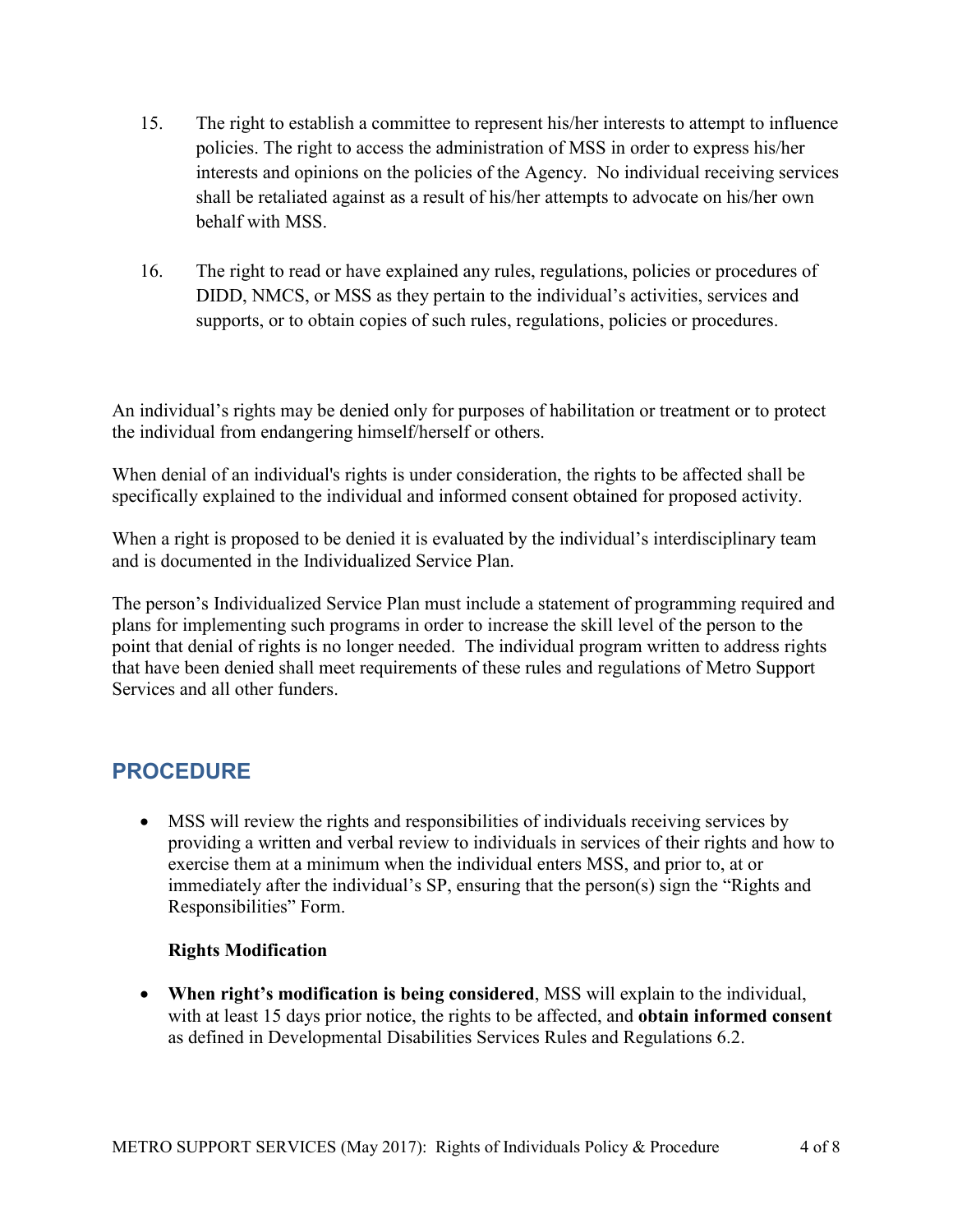15. The right to establish a committee to represent his/her interests to attempt to influence policies. The right to access the administration of MSS in order to express his/her interests and opinions on the policies of the Agency. No individual receiving services shall be retaliated against as a result of his/her attempts to advocate on his/her own behalf with MSS.

16. The right to read or have explained any rules, regulations, policies or procedures of DIDD, NMCS, or MSS as they pertain to the individual's activities, services and supports, or to obtain copies of such rules, regulations, policies or procedures.

An individual's rights may be denied only for purposes of habilitation or treatment or to protect the individual from endangering himself/herself or others.

When denial of an individual's rights is under consideration, the rights to be affected shall be specifically explained to the individual and informed consent obtained for proposed activity.

When a right is proposed to be denied it is evaluated by the individual's interdisciplinary team and is documented in the Individualized Service Plan.

The person's Individualized Service Plan must include a statement of programming required and plans for implementing such programs in order to increase the skill level of the person to the point that denial of rights is no longer needed. The individual program written to address rights that have been denied shall meet requirements of these rules and regulations of Metro Support Services and all other funders.

## PROCEDURE

- MSS will review the rights and responsibilities of individuals receiving services by providing a written and verbal review to individuals in services of their rights and how to exercise them at a minimum when the individual enters MSS, and prior to, at or immediately after the individual's SP, ensuring that the person(s) sign the "Rights and Responsibilities" Form.

  **Rights Modification**

- **When right's modification is being considered**, MSS will explain to the individual, with at least 15 days prior notice, the rights to be affected, and **obtain informed consent** as defined in Developmental Disabilities Services Rules and Regulations 6.2.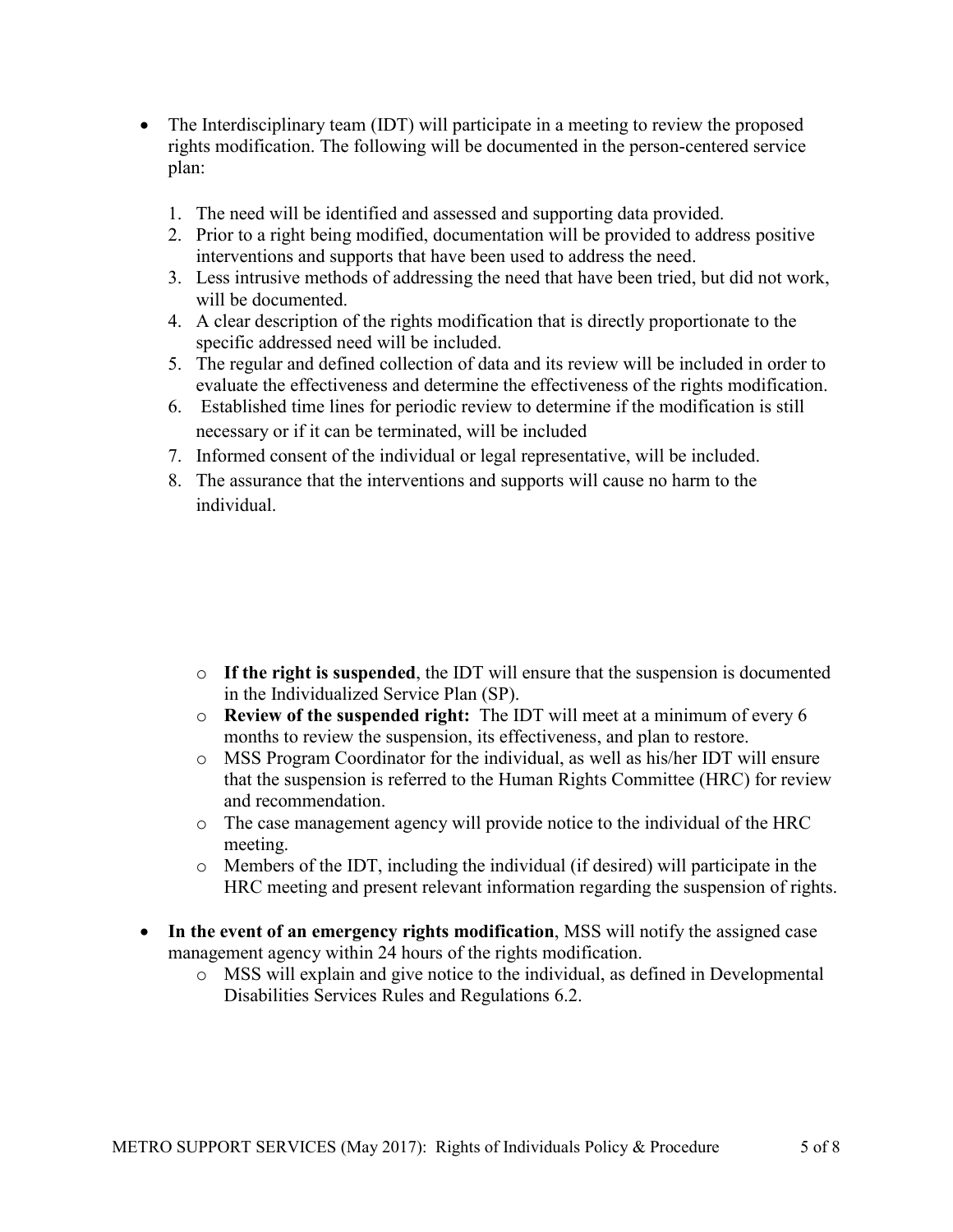- The Interdisciplinary team (IDT) will participate in a meeting to review the proposed rights modification. The following will be documented in the person-centered service plan:

  1. The need will be identified and assessed and supporting data provided.
  2. Prior to a right being modified, documentation will be provided to address positive interventions and supports that have been used to address the need.
  3. Less intrusive methods of addressing the need that have been tried, but did not work, will be documented.
  4. A clear description of the rights modification that is directly proportionate to the specific addressed need will be included.
  5. The regular and defined collection of data and its review will be included in order to evaluate the effectiveness and determine the effectiveness of the rights modification.
  6. Established time lines for periodic review to determine if the modification is still necessary or if it can be terminated, will be included
  7. Informed consent of the individual or legal representative, will be included.
  8. The assurance that the interventions and supports will cause no harm to the individual.

  - **If the right is suspended**, the IDT will ensure that the suspension is documented in the Individualized Service Plan (SP).
  - **Review of the suspended right:** The IDT will meet at a minimum of every 6 months to review the suspension, its effectiveness, and plan to restore.
  - MSS Program Coordinator for the individual, as well as his/her IDT will ensure that the suspension is referred to the Human Rights Committee (HRC) for review and recommendation.
  - The case management agency will provide notice to the individual of the HRC meeting.
  - Members of the IDT, including the individual (if desired) will participate in the HRC meeting and present relevant information regarding the suspension of rights.

- **In the event of an emergency rights modification**, MSS will notify the assigned case management agency within 24 hours of the rights modification.
  - MSS will explain and give notice to the individual, as defined in Developmental Disabilities Services Rules and Regulations 6.2.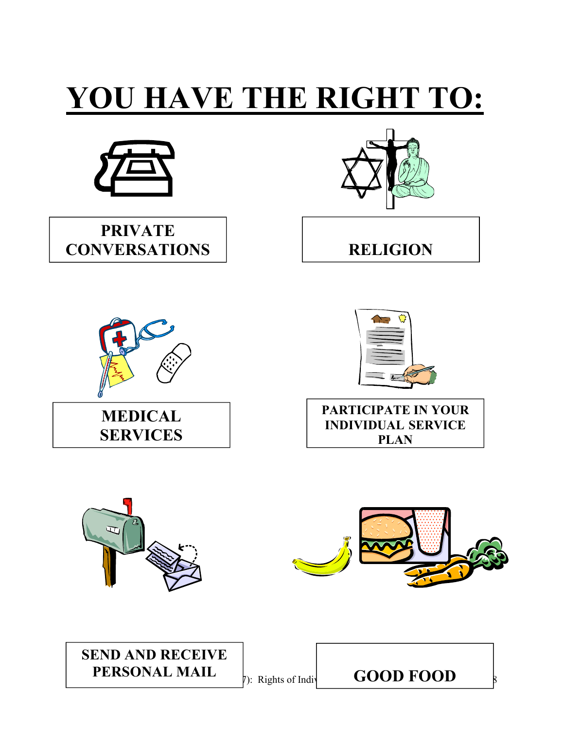# YOU HAVE THE RIGHT TO:

**PRIVATE CONVERSATIONS**

**RELIGION**

**MEDICAL SERVICES**

**PARTICIPATE IN YOUR INDIVIDUAL SERVICE PLAN**

**SEND AND RECEIVE PERSONAL MAIL**

**GOOD FOOD**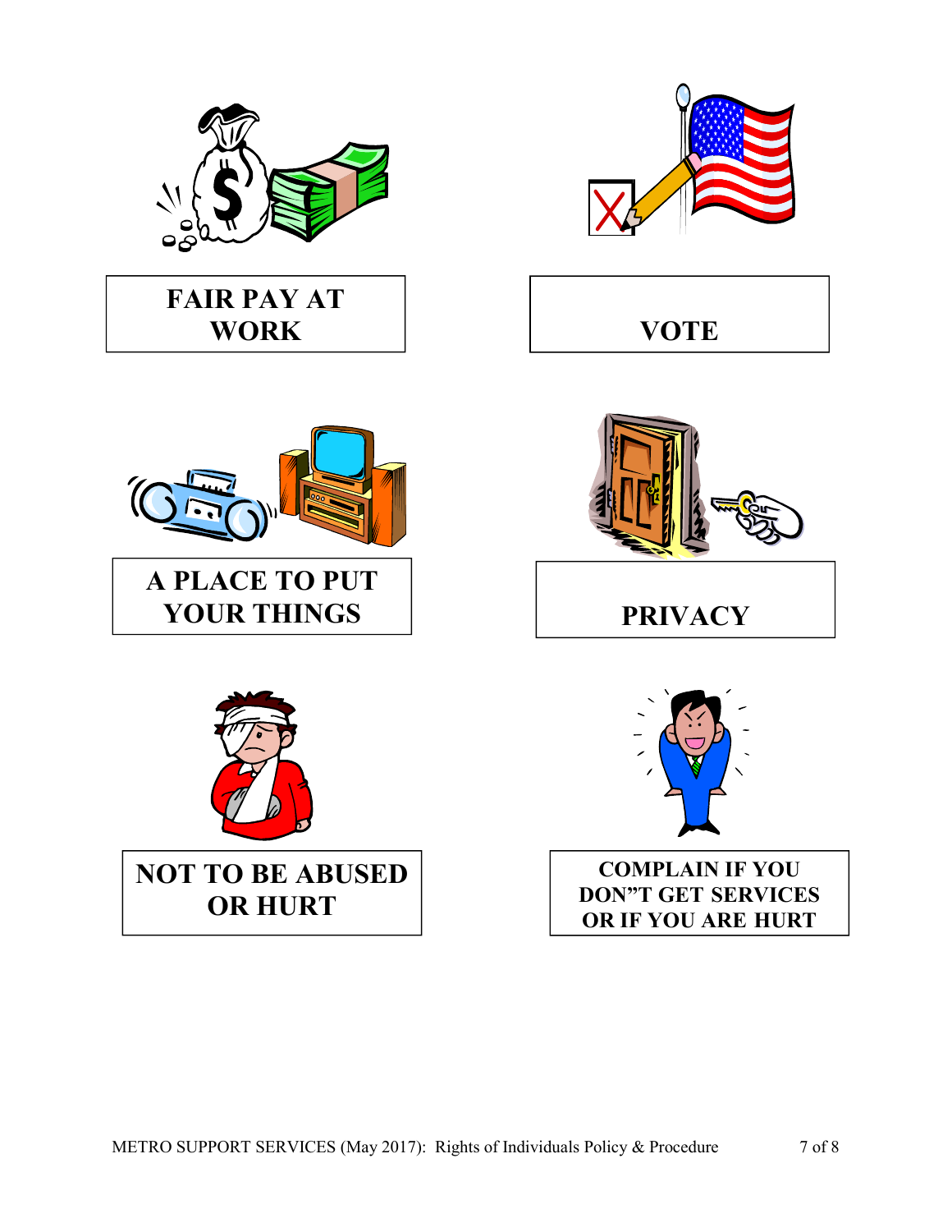FAIR PAY AT WORK

VOTE

A PLACE TO PUT YOUR THINGS

PRIVACY

NOT TO BE ABUSED OR HURT

COMPLAIN IF YOU DON"T GET SERVICES OR IF YOU ARE HURT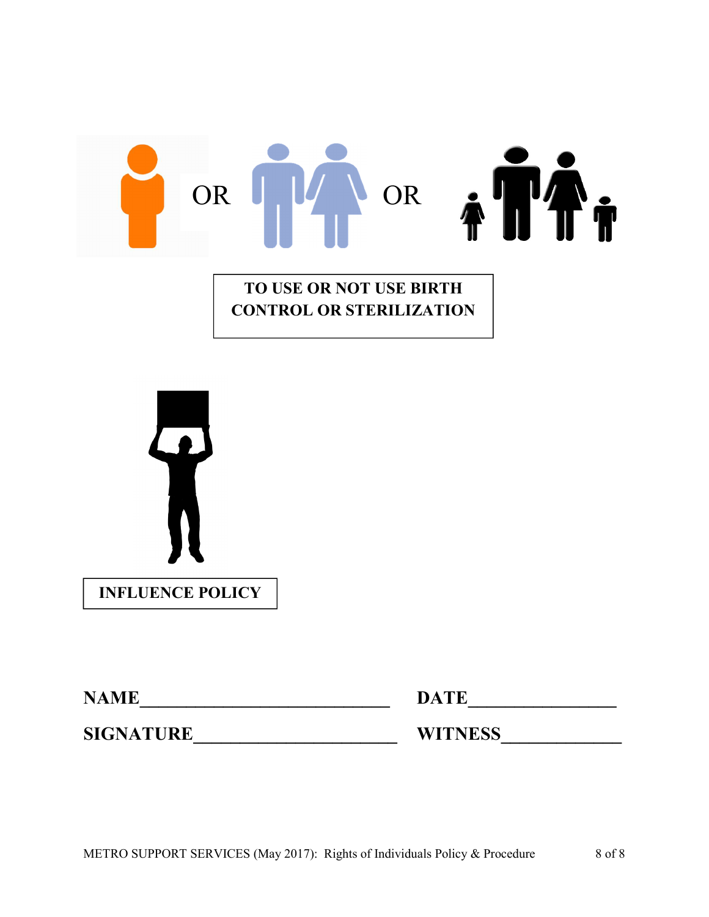OR OR

**TO USE OR NOT USE BIRTH CONTROL OR STERILIZATION**

**INFLUENCE POLICY**

**NAME**\_\_\_\_\_\_\_\_\_\_\_\_\_\_\_\_\_\_\_\_\_\_\_\_\_\_\_\_ **DATE**\_\_\_\_\_\_\_\_\_\_\_\_\_\_\_\_

**SIGNATURE**\_\_\_\_\_\_\_\_\_\_\_\_\_\_\_\_\_\_\_\_\_\_\_ **WITNESS**\_\_\_\_\_\_\_\_\_\_\_\_\_